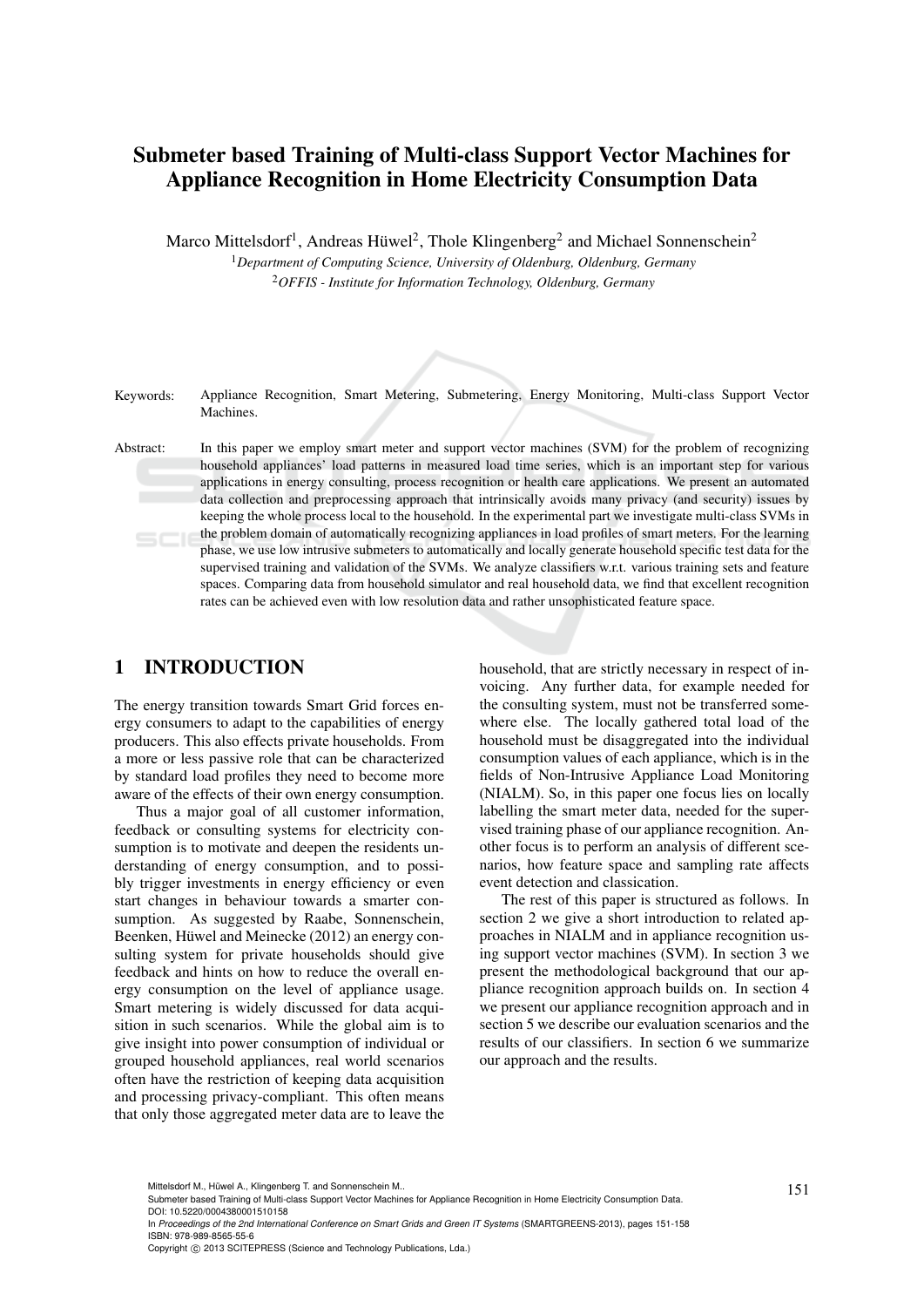# Submeter based Training of Multi-class Support Vector Machines for Appliance Recognition in Home Electricity Consumption Data

Marco Mittelsdorf[1], Andreas Hüwel[2], Thole Klingenberg[2] and Michael Sonnenschein[2]

[1]*Department of Computing Science, University of Oldenburg, Oldenburg, Germany*

[2]*OFFIS - Institute for Information Technology, Oldenburg, Germany*

Keywords: Appliance Recognition, Smart Metering, Submetering, Energy Monitoring, Multi-class Support Vector Machines.

Abstract: In this paper we employ smart meter and support vector machines (SVM) for the problem of recognizing household appliances' load patterns in measured load time series, which is an important step for various applications in energy consulting, process recognition or health care applications. We present an automated data collection and preprocessing approach that intrinsically avoids many privacy (and security) issues by keeping the whole process local to the household. In the experimental part we investigate multi-class SVMs in the problem domain of automatically recognizing appliances in load profiles of smart meters. For the learning phase, we use low intrusive submeters to automatically and locally generate household specific test data for the supervised training and validation of the SVMs. We analyze classifiers w.r.t. various training sets and feature spaces. Comparing data from household simulator and real household data, we find that excellent recognition rates can be achieved even with low resolution data and rather unsophisticated feature space.

## 1 INTRODUCTION

The energy transition towards Smart Grid forces energy consumers to adapt to the capabilities of energy producers. This also effects private households. From a more or less passive role that can be characterized by standard load profiles they need to become more aware of the effects of their own energy consumption.

Thus a major goal of all customer information, feedback or consulting systems for electricity consumption is to motivate and deepen the residents understanding of energy consumption, and to possibly trigger investments in energy efficiency or even start changes in behaviour towards a smarter consumption. As suggested by Raabe, Sonnenschein, Beenken, Hüwel and Meinecke (2012) an energy consulting system for private households should give feedback and hints on how to reduce the overall energy consumption on the level of appliance usage. Smart metering is widely discussed for data acquisition in such scenarios. While the global aim is to give insight into power consumption of individual or grouped household appliances, real world scenarios often have the restriction of keeping data acquisition and processing privacy-compliant. This often means that only those aggregated meter data are to leave the household, that are strictly necessary in respect of invoicing. Any further data, for example needed for the consulting system, must not be transferred somewhere else. The locally gathered total load of the household must be disaggregated into the individual consumption values of each appliance, which is in the fields of Non-Intrusive Appliance Load Monitoring (NIALM). So, in this paper one focus lies on locally labelling the smart meter data, needed for the supervised training phase of our appliance recognition. Another focus is to perform an analysis of different scenarios, how feature space and sampling rate affects event detection and classication.

The rest of this paper is structured as follows. In section 2 we give a short introduction to related approaches in NIALM and in appliance recognition using support vector machines (SVM). In section 3 we present the methodological background that our appliance recognition approach builds on. In section 4 we present our appliance recognition approach and in section 5 we describe our evaluation scenarios and the results of our classifiers. In section 6 we summarize our approach and the results.

Mittelsdorf M., Hüwel A., Klingenberg T. and Sonnenschein M..
Submeter based Training of Multi-class Support Vector Machines for Appliance Recognition in Home Electricity Consumption Data.
DOI: 10.5220/0004380001510158
In *Proceedings of the 2nd International Conference on Smart Grids and Green IT Systems* (SMARTGREENS-2013), pages 151-158
ISBN: 978-989-8565-55-6
Copyright © 2013 SCITEPRESS (Science and Technology Publications, Lda.)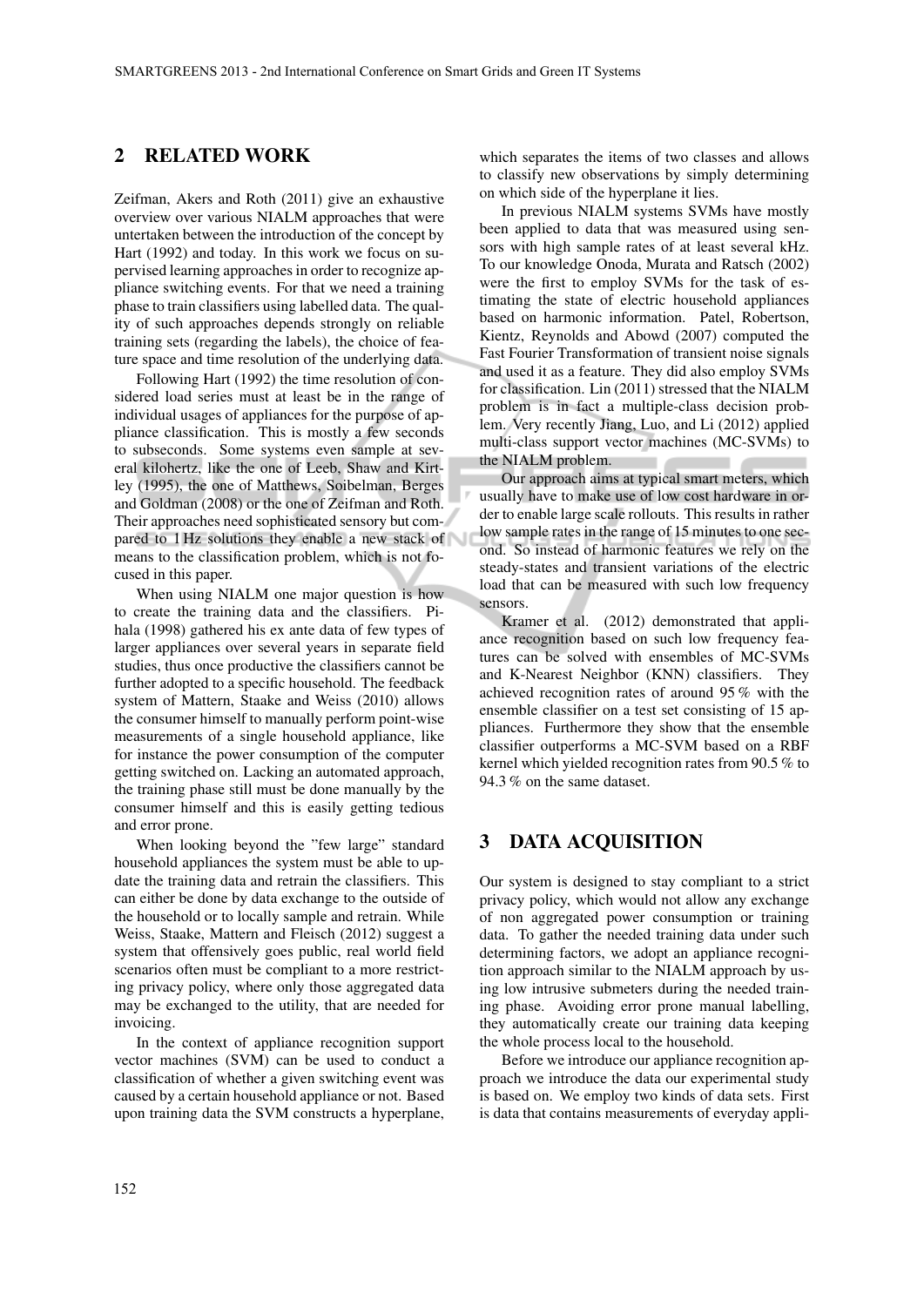## 2 RELATED WORK

Zeifman, Akers and Roth (2011) give an exhaustive overview over various NIALM approaches that were untertaken between the introduction of the concept by Hart (1992) and today. In this work we focus on supervised learning approaches in order to recognize appliance switching events. For that we need a training phase to train classifiers using labelled data. The quality of such approaches depends strongly on reliable training sets (regarding the labels), the choice of feature space and time resolution of the underlying data.

Following Hart (1992) the time resolution of considered load series must at least be in the range of individual usages of appliances for the purpose of appliance classification. This is mostly a few seconds to subseconds. Some systems even sample at several kilohertz, like the one of Leeb, Shaw and Kirtley (1995), the one of Matthews, Soibelman, Berges and Goldman (2008) or the one of Zeifman and Roth. Their approaches need sophisticated sensory but compared to 1 Hz solutions they enable a new stack of means to the classification problem, which is not focused in this paper.

When using NIALM one major question is how to create the training data and the classifiers. Pihala (1998) gathered his ex ante data of few types of larger appliances over several years in separate field studies, thus once productive the classifiers cannot be further adopted to a specific household. The feedback system of Mattern, Staake and Weiss (2010) allows the consumer himself to manually perform point-wise measurements of a single household appliance, like for instance the power consumption of the computer getting switched on. Lacking an automated approach, the training phase still must be done manually by the consumer himself and this is easily getting tedious and error prone.

When looking beyond the "few large" standard household appliances the system must be able to update the training data and retrain the classifiers. This can either be done by data exchange to the outside of the household or to locally sample and retrain. While Weiss, Staake, Mattern and Fleisch (2012) suggest a system that offensively goes public, real world field scenarios often must be compliant to a more restricting privacy policy, where only those aggregated data may be exchanged to the utility, that are needed for invoicing.

In the context of appliance recognition support vector machines (SVM) can be used to conduct a classification of whether a given switching event was caused by a certain household appliance or not. Based upon training data the SVM constructs a hyperplane, which separates the items of two classes and allows to classify new observations by simply determining on which side of the hyperplane it lies.

In previous NIALM systems SVMs have mostly been applied to data that was measured using sensors with high sample rates of at least several kHz. To our knowledge Onoda, Murata and Ratsch (2002) were the first to employ SVMs for the task of estimating the state of electric household appliances based on harmonic information. Patel, Robertson, Kientz, Reynolds and Abowd (2007) computed the Fast Fourier Transformation of transient noise signals and used it as a feature. They did also employ SVMs for classification. Lin (2011) stressed that the NIALM problem is in fact a multiple-class decision problem. Very recently Jiang, Luo, and Li (2012) applied multi-class support vector machines (MC-SVMs) to the NIALM problem.

Our approach aims at typical smart meters, which usually have to make use of low cost hardware in order to enable large scale rollouts. This results in rather low sample rates in the range of 15 minutes to one second. So instead of harmonic features we rely on the steady-states and transient variations of the electric load that can be measured with such low frequency sensors.

Kramer et al. (2012) demonstrated that appliance recognition based on such low frequency features can be solved with ensembles of MC-SVMs and K-Nearest Neighbor (KNN) classifiers. They achieved recognition rates of around 95 % with the ensemble classifier on a test set consisting of 15 appliances. Furthermore they show that the ensemble classifier outperforms a MC-SVM based on a RBF kernel which yielded recognition rates from 90.5 % to 94.3 % on the same dataset.

## 3 DATA ACQUISITION

Our system is designed to stay compliant to a strict privacy policy, which would not allow any exchange of non aggregated power consumption or training data. To gather the needed training data under such determining factors, we adopt an appliance recognition approach similar to the NIALM approach by using low intrusive submeters during the needed training phase. Avoiding error prone manual labelling, they automatically create our training data keeping the whole process local to the household.

Before we introduce our appliance recognition approach we introduce the data our experimental study is based on. We employ two kinds of data sets. First is data that contains measurements of everyday appli-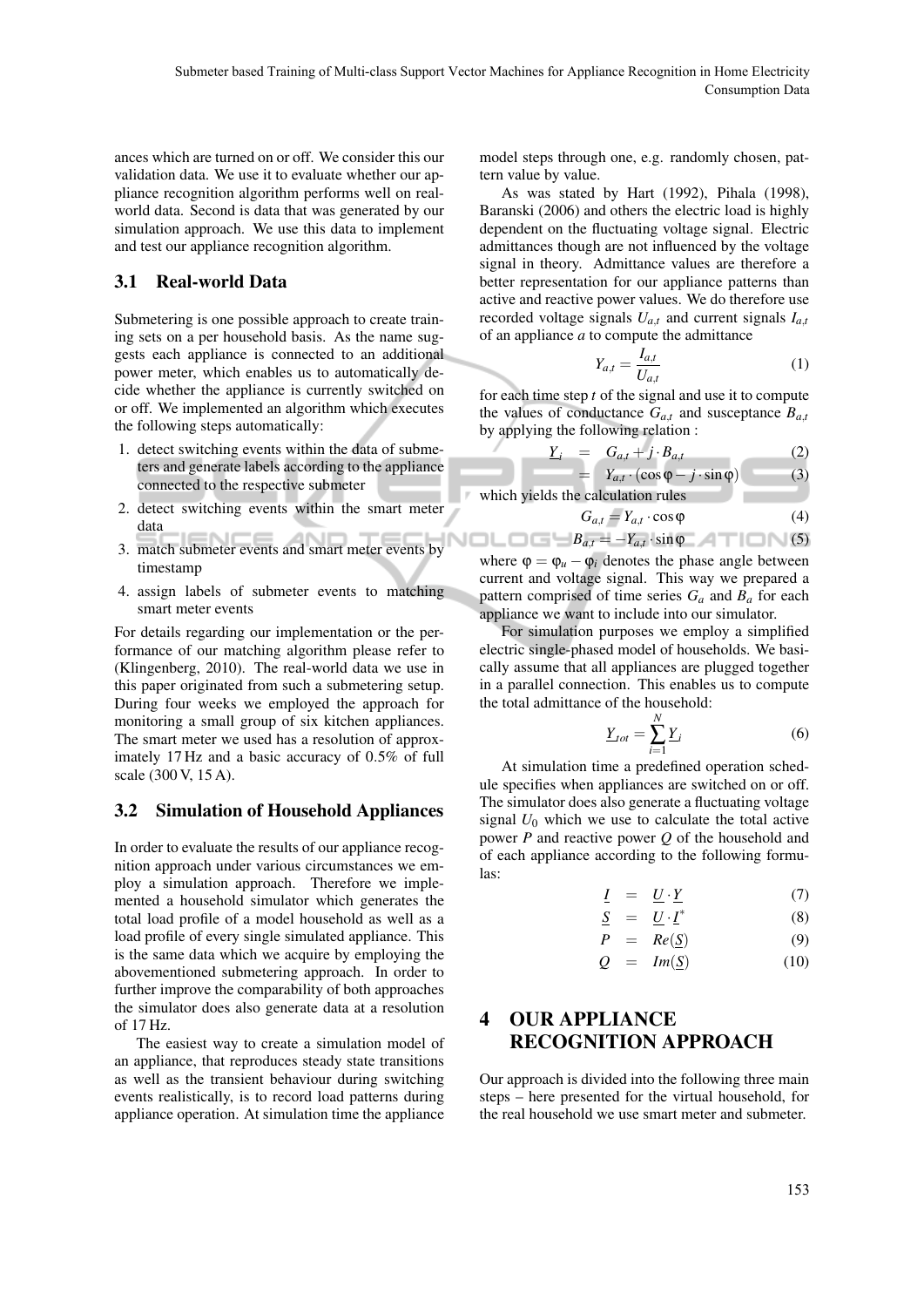ances which are turned on or off. We consider this our validation data. We use it to evaluate whether our appliance recognition algorithm performs well on real-world data. Second is data that was generated by our simulation approach. We use this data to implement and test our appliance recognition algorithm.

## 3.1 Real-world Data

Submetering is one possible approach to create training sets on a per household basis. As the name suggests each appliance is connected to an additional power meter, which enables us to automatically decide whether the appliance is currently switched on or off. We implemented an algorithm which executes the following steps automatically:

1. detect switching events within the data of submeters and generate labels according to the appliance connected to the respective submeter
2. detect switching events within the smart meter data
3. match submeter events and smart meter events by timestamp
4. assign labels of submeter events to matching smart meter events

For details regarding our implementation or the performance of our matching algorithm please refer to (Klingenberg, 2010). The real-world data we use in this paper originated from such a submetering setup. During four weeks we employed the approach for monitoring a small group of six kitchen appliances. The smart meter we used has a resolution of approximately 17 Hz and a basic accuracy of 0.5% of full scale (300 V, 15 A).

## 3.2 Simulation of Household Appliances

In order to evaluate the results of our appliance recognition approach under various circumstances we employ a simulation approach. Therefore we implemented a household simulator which generates the total load profile of a model household as well as a load profile of every single simulated appliance. This is the same data which we acquire by employing the abovementioned submetering approach. In order to further improve the comparability of both approaches the simulator does also generate data at a resolution of 17 Hz.

The easiest way to create a simulation model of an appliance, that reproduces steady state transitions as well as the transient behaviour during switching events realistically, is to record load patterns during appliance operation. At simulation time the appliance model steps through one, e.g. randomly chosen, pattern value by value.

As was stated by Hart (1992), Pihala (1998), Baranski (2006) and others the electric load is highly dependent on the fluctuating voltage signal. Electric admittances though are not influenced by the voltage signal in theory. Admittance values are therefore a better representation for our appliance patterns than active and reactive power values. We do therefore use recorded voltage signals $U_{a,t}$ and current signals $I_{a,t}$ of an appliance $a$ to compute the admittance

$$Y_{a,t} = \frac{I_{a,t}}{U_{a,t}} \tag{1}$$

for each time step $t$ of the signal and use it to compute the values of conductance $G_{a,t}$ and susceptance $B_{a,t}$ by applying the following relation :

$$\underline{Y}_i = G_{a,t} + j \cdot B_{a,t} \tag{2}$$

$$= Y_{a,t} \cdot (\cos\varphi - j \cdot \sin\varphi) \tag{3}$$

which yields the calculation rules

$$G_{a,t} = Y_{a,t} \cdot \cos\varphi \tag{4}$$

$$B_{a,t} = -Y_{a,t} \cdot \sin\varphi \tag{5}$$

where $\varphi = \varphi_u - \varphi_i$ denotes the phase angle between current and voltage signal. This way we prepared a pattern comprised of time series $G_a$ and $B_a$ for each appliance we want to include into our simulator.

For simulation purposes we employ a simplified electric single-phased model of households. We basically assume that all appliances are plugged together in a parallel connection. This enables us to compute the total admittance of the household:

$$\underline{Y}_{tot} = \sum_{i=1}^{N} \underline{Y}_i \tag{6}$$

At simulation time a predefined operation schedule specifies when appliances are switched on or off. The simulator does also generate a fluctuating voltage signal $U_0$ which we use to calculate the total active power $P$ and reactive power $Q$ of the household and of each appliance according to the following formulas:

$$\underline{I} = \underline{U} \cdot \underline{Y} \tag{7}$$

$$\underline{S} = \underline{U} \cdot \underline{I}^* \tag{8}$$

$$P = Re(\underline{S}) \tag{9}$$

$$Q = Im(\underline{S}) \tag{10}$$

# 4 OUR APPLIANCE RECOGNITION APPROACH

Our approach is divided into the following three main steps – here presented for the virtual household, for the real household we use smart meter and submeter.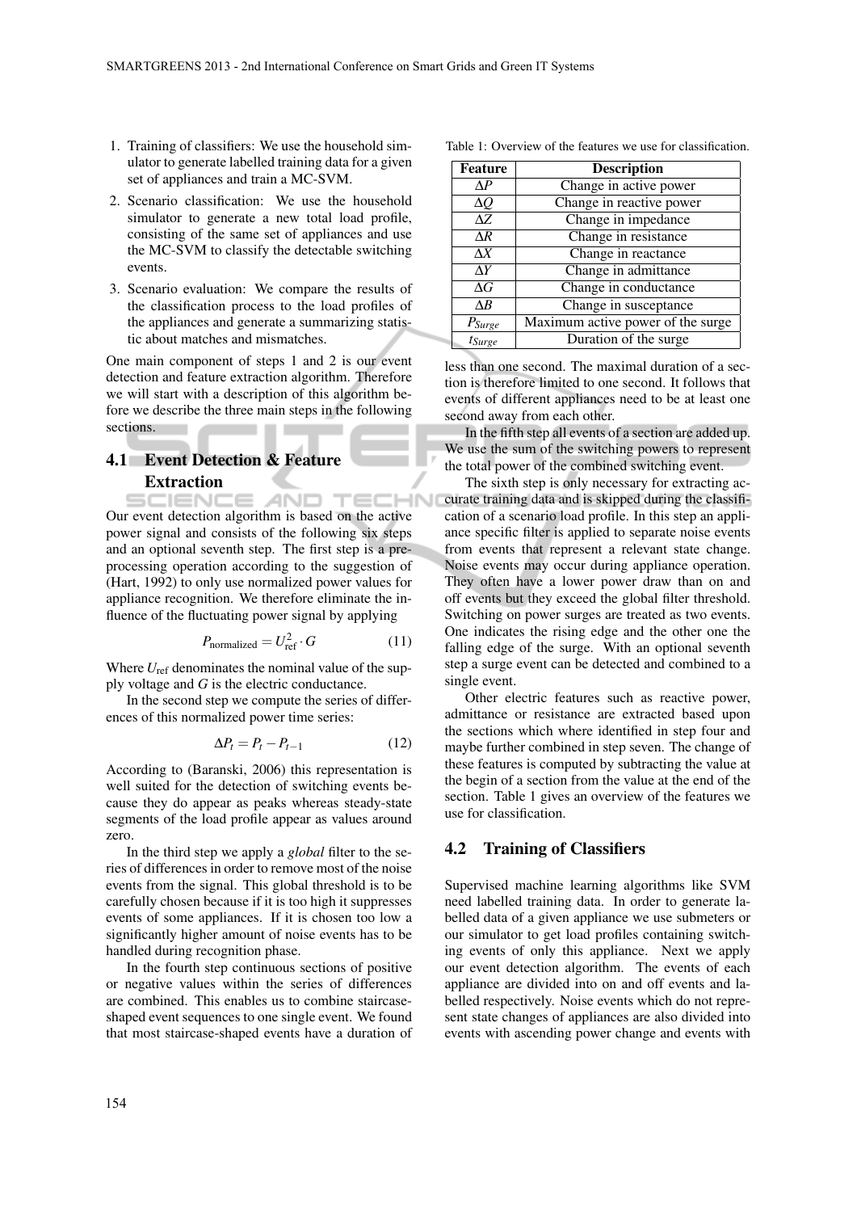1. Training of classifiers: We use the household simulator to generate labelled training data for a given set of appliances and train a MC-SVM.
2. Scenario classification: We use the household simulator to generate a new total load profile, consisting of the same set of appliances and use the MC-SVM to classify the detectable switching events.
3. Scenario evaluation: We compare the results of the classification process to the load profiles of the appliances and generate a summarizing statistic about matches and mismatches.

One main component of steps 1 and 2 is our event detection and feature extraction algorithm. Therefore we will start with a description of this algorithm before we describe the three main steps in the following sections.

## 4.1 Event Detection & Feature Extraction

Our event detection algorithm is based on the active power signal and consists of the following six steps and an optional seventh step. The first step is a preprocessing operation according to the suggestion of (Hart, 1992) to only use normalized power values for appliance recognition. We therefore eliminate the influence of the fluctuating power signal by applying

$$P_{\text{normalized}} = U_{\text{ref}}^2 \cdot G \tag{11}$$

Where $U_{\text{ref}}$ denominates the nominal value of the supply voltage and $G$ is the electric conductance.

In the second step we compute the series of differences of this normalized power time series:

$$\Delta P_t = P_t - P_{t-1} \tag{12}$$

According to (Baranski, 2006) this representation is well suited for the detection of switching events because they do appear as peaks whereas steady-state segments of the load profile appear as values around zero.

In the third step we apply a *global* filter to the series of differences in order to remove most of the noise events from the signal. This global threshold is to be carefully chosen because if it is too high it suppresses events of some appliances. If it is chosen too low a significantly higher amount of noise events has to be handled during recognition phase.

In the fourth step continuous sections of positive or negative values within the series of differences are combined. This enables us to combine staircase-shaped event sequences to one single event. We found that most staircase-shaped events have a duration of less than one second. The maximal duration of a section is therefore limited to one second. It follows that events of different appliances need to be at least one second away from each other.

In the fifth step all events of a section are added up. We use the sum of the switching powers to represent the total power of the combined switching event.

The sixth step is only necessary for extracting accurate training data and is skipped during the classification of a scenario load profile. In this step an appliance specific filter is applied to separate noise events from events that represent a relevant state change. Noise events may occur during appliance operation. They often have a lower power draw than on and off events but they exceed the global filter threshold. Switching on power surges are treated as two events. One indicates the rising edge and the other one the falling edge of the surge. With an optional seventh step a surge event can be detected and combined to a single event.

Other electric features such as reactive power, admittance or resistance are extracted based upon the sections which where identified in step four and maybe further combined in step seven. The change of these features is computed by subtracting the value at the begin of a section from the value at the end of the section. Table 1 gives an overview of the features we use for classification.

Table 1: Overview of the features we use for classification.

| Feature | Description |
|---|---|
| $\Delta P$ | Change in active power |
| $\Delta Q$ | Change in reactive power |
| $\Delta Z$ | Change in impedance |
| $\Delta R$ | Change in resistance |
| $\Delta X$ | Change in reactance |
| $\Delta Y$ | Change in admittance |
| $\Delta G$ | Change in conductance |
| $\Delta B$ | Change in susceptance |
| $P_{Surge}$ | Maximum active power of the surge |
| $t_{Surge}$ | Duration of the surge |

## 4.2 Training of Classifiers

Supervised machine learning algorithms like SVM need labelled training data. In order to generate labelled data of a given appliance we use submeters or our simulator to get load profiles containing switching events of only this appliance. Next we apply our event detection algorithm. The events of each appliance are divided into on and off events and labelled respectively. Noise events which do not represent state changes of appliances are also divided into events with ascending power change and events with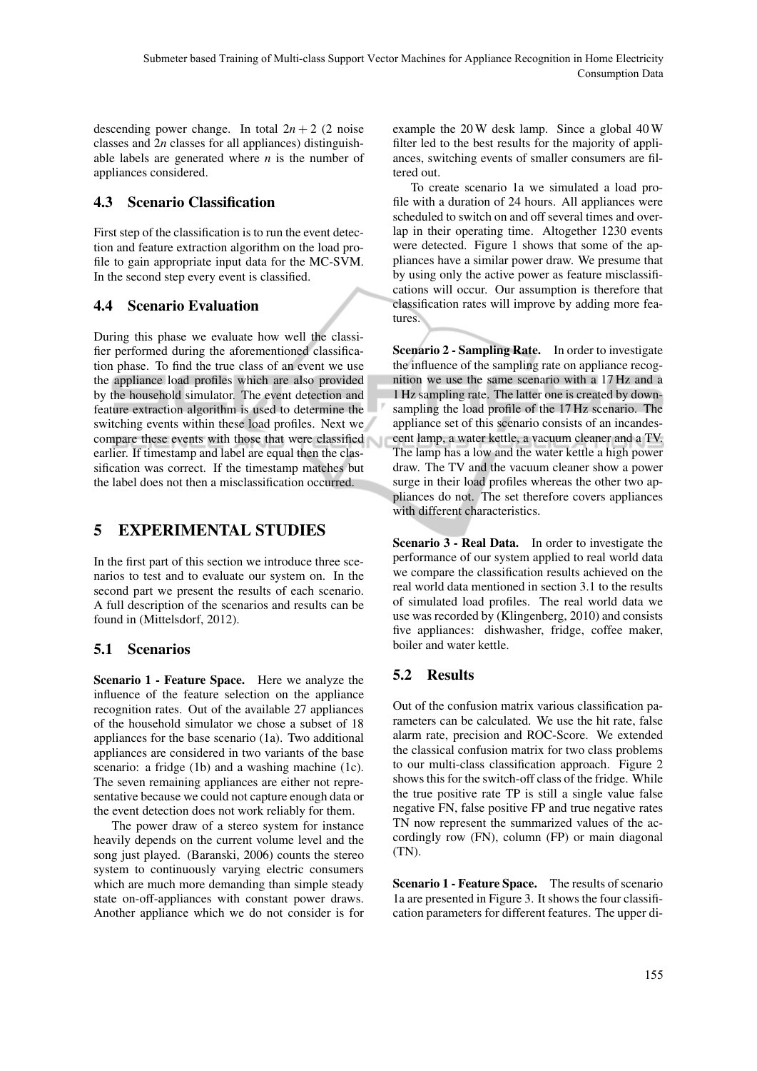descending power change. In total $2n+2$ (2 noise classes and $2n$ classes for all appliances) distinguishable labels are generated where $n$ is the number of appliances considered.

### 4.3 Scenario Classification

First step of the classification is to run the event detection and feature extraction algorithm on the load profile to gain appropriate input data for the MC-SVM. In the second step every event is classified.

### 4.4 Scenario Evaluation

During this phase we evaluate how well the classifier performed during the aforementioned classification phase. To find the true class of an event we use the appliance load profiles which are also provided by the household simulator. The event detection and feature extraction algorithm is used to determine the switching events within these load profiles. Next we compare these events with those that were classified earlier. If timestamp and label are equal then the classification was correct. If the timestamp matches but the label does not then a misclassification occurred.

## 5 EXPERIMENTAL STUDIES

In the first part of this section we introduce three scenarios to test and to evaluate our system on. In the second part we present the results of each scenario. A full description of the scenarios and results can be found in (Mittelsdorf, 2012).

### 5.1 Scenarios

**Scenario 1 - Feature Space.** Here we analyze the influence of the feature selection on the appliance recognition rates. Out of the available 27 appliances of the household simulator we chose a subset of 18 appliances for the base scenario (1a). Two additional appliances are considered in two variants of the base scenario: a fridge (1b) and a washing machine (1c). The seven remaining appliances are either not representative because we could not capture enough data or the event detection does not work reliably for them.

The power draw of a stereo system for instance heavily depends on the current volume level and the song just played. (Baranski, 2006) counts the stereo system to continuously varying electric consumers which are much more demanding than simple steady state on-off-appliances with constant power draws. Another appliance which we do not consider is for example the 20 W desk lamp. Since a global 40 W filter led to the best results for the majority of appliances, switching events of smaller consumers are filtered out.

To create scenario 1a we simulated a load profile with a duration of 24 hours. All appliances were scheduled to switch on and off several times and overlap in their operating time. Altogether 1230 events were detected. Figure 1 shows that some of the appliances have a similar power draw. We presume that by using only the active power as feature misclassifications will occur. Our assumption is therefore that classification rates will improve by adding more features.

**Scenario 2 - Sampling Rate.** In order to investigate the influence of the sampling rate on appliance recognition we use the same scenario with a 17 Hz and a 1 Hz sampling rate. The latter one is created by downsampling the load profile of the 17 Hz scenario. The appliance set of this scenario consists of an incandescent lamp, a water kettle, a vacuum cleaner and a TV. The lamp has a low and the water kettle a high power draw. The TV and the vacuum cleaner show a power surge in their load profiles whereas the other two appliances do not. The set therefore covers appliances with different characteristics.

**Scenario 3 - Real Data.** In order to investigate the performance of our system applied to real world data we compare the classification results achieved on the real world data mentioned in section 3.1 to the results of simulated load profiles. The real world data we use was recorded by (Klingenberg, 2010) and consists five appliances: dishwasher, fridge, coffee maker, boiler and water kettle.

### 5.2 Results

Out of the confusion matrix various classification parameters can be calculated. We use the hit rate, false alarm rate, precision and ROC-Score. We extended the classical confusion matrix for two class problems to our multi-class classification approach. Figure 2 shows this for the switch-off class of the fridge. While the true positive rate TP is still a single value false negative FN, false positive FP and true negative rates TN now represent the summarized values of the accordingly row (FN), column (FP) or main diagonal (TN).

**Scenario 1 - Feature Space.** The results of scenario 1a are presented in Figure 3. It shows the four classification parameters for different features. The upper di-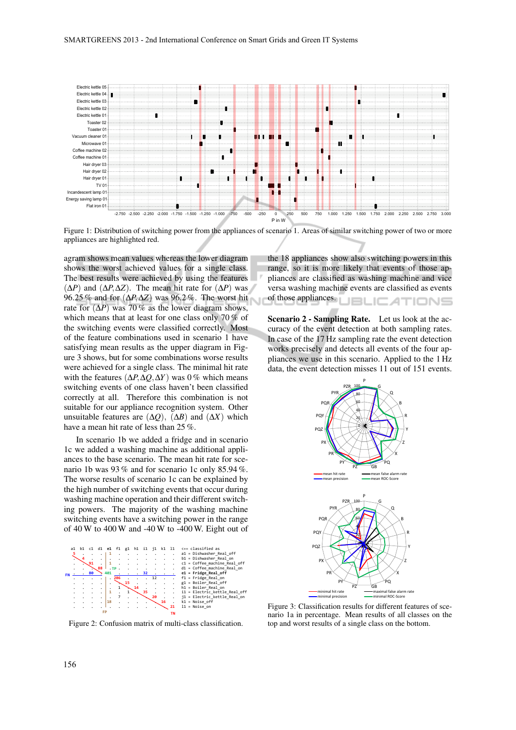Figure 1: Distribution of switching power from the appliances of scenario 1. Areas of similar switching power of two or more appliances are highlighted red.

agram shows mean values whereas the lower diagram shows the worst achieved values for a single class. The best results were achieved by using the features $(\Delta P)$ and $(\Delta P, \Delta Z)$. The mean hit rate for $(\Delta P)$ was 96.25 % and for $(\Delta P, \Delta Z)$ was 96.2 %. The worst hit rate for $(\Delta P)$ was 70 % as the lower diagram shows, which means that at least for one class only 70 % of the switching events were classified correctly. Most of the feature combinations used in scenario 1 have satisfying mean results as the upper diagram in Figure 3 shows, but for some combinations worse results were achieved for a single class. The minimal hit rate with the features $(\Delta P, \Delta Q, \Delta Y)$ was 0 % which means switching events of one class haven't been classified correctly at all. Therefore this combination is not suitable for our appliance recognition system. Other unsuitable features are $(\Delta Q)$, $(\Delta B)$ and $(\Delta X)$ which have a mean hit rate of less than 25 %.

In scenario 1b we added a fridge and in scenario 1c we added a washing machine as additional appliances to the base scenario. The mean hit rate for scenario 1b was 93 % and for scenario 1c only 85.94 %. The worse results of scenario 1c can be explained by the high number of switching events that occur during washing machine operation and their different switching powers. The majority of the washing machine switching events have a switching power in the range of 40 W to 400 W and -40 W to -400 W. Eight out of the 18 appliances show also switching powers in this range, so it is more likely that events of those appliances are classified as washing machine and vice versa washing machine events are classified as events of those appliances.

Figure 2: Confusion matrix of multi-class classification.

**Scenario 2 - Sampling Rate.** Let us look at the accuracy of the event detection at both sampling rates. In case of the 17 Hz sampling rate the event detection works precisely and detects all events of the four appliances we use in this scenario. Applied to the 1 Hz data, the event detection misses 11 out of 151 events.

Figure 3: Classification results for different features of scenario 1a in percentage. Mean results of all classes on the top and worst results of a single class on the bottom.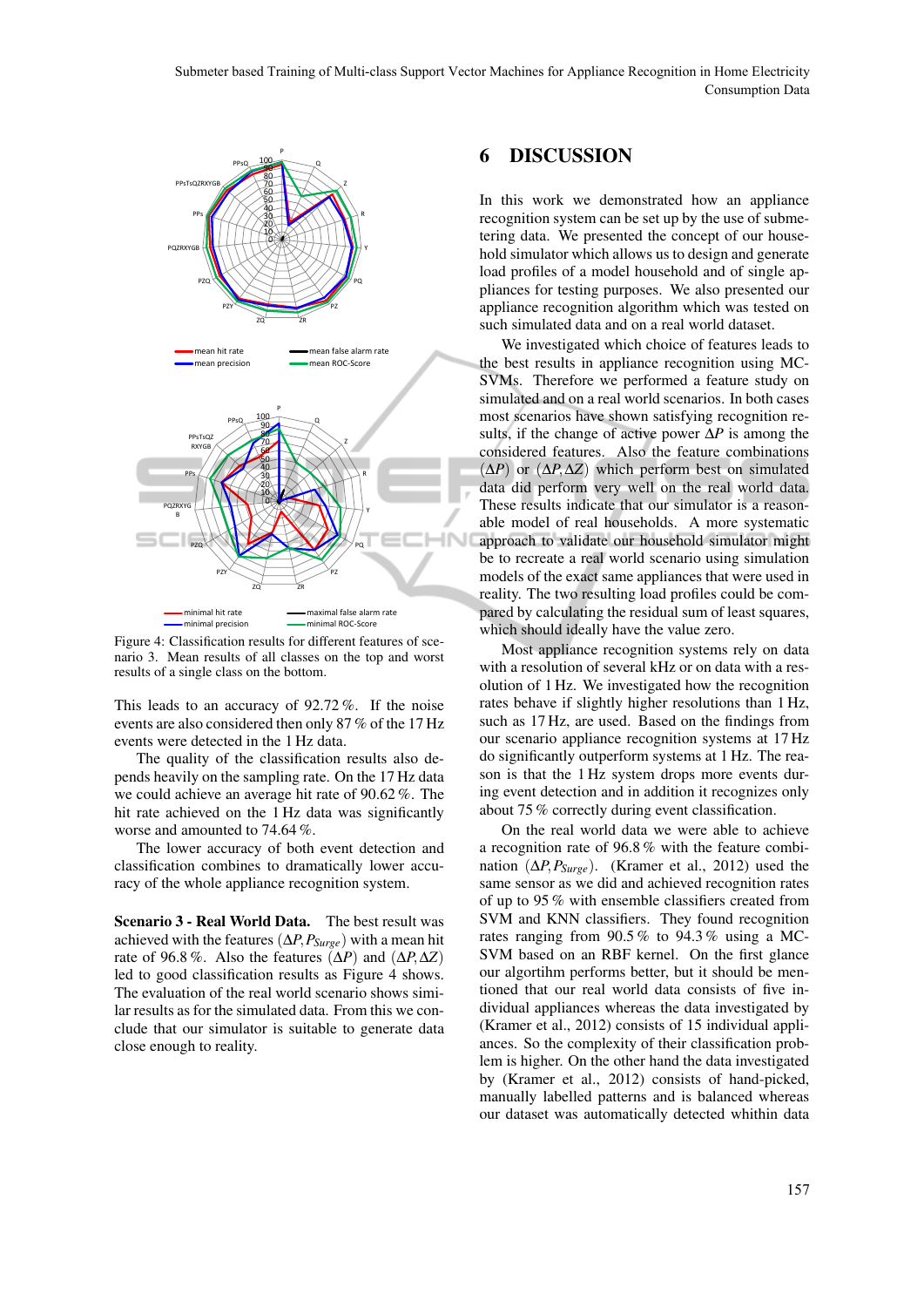Figure 4: Classification results for different features of scenario 3. Mean results of all classes on the top and worst results of a single class on the bottom.

This leads to an accuracy of 92.72 %. If the noise events are also considered then only 87 % of the 17 Hz events were detected in the 1 Hz data.

The quality of the classification results also depends heavily on the sampling rate. On the 17 Hz data we could achieve an average hit rate of 90.62 %. The hit rate achieved on the 1 Hz data was significantly worse and amounted to 74.64 %.

The lower accuracy of both event detection and classification combines to dramatically lower accuracy of the whole appliance recognition system.

**Scenario 3 - Real World Data.** The best result was achieved with the features $(\Delta P, P_{Surge})$ with a mean hit rate of 96.8 %. Also the features $(\Delta P)$ and $(\Delta P, \Delta Z)$ led to good classification results as Figure 4 shows. The evaluation of the real world scenario shows similar results as for the simulated data. From this we conclude that our simulator is suitable to generate data close enough to reality.

## 6 DISCUSSION

In this work we demonstrated how an appliance recognition system can be set up by the use of submetering data. We presented the concept of our household simulator which allows us to design and generate load profiles of a model household and of single appliances for testing purposes. We also presented our appliance recognition algorithm which was tested on such simulated data and on a real world dataset.

We investigated which choice of features leads to the best results in appliance recognition using MC-SVMs. Therefore we performed a feature study on simulated and on a real world scenarios. In both cases most scenarios have shown satisfying recognition results, if the change of active power $\Delta P$ is among the considered features. Also the feature combinations $(\Delta P)$ or $(\Delta P, \Delta Z)$ which perform best on simulated data did perform very well on the real world data. These results indicate that our simulator is a reasonable model of real households. A more systematic approach to validate our household simulator might be to recreate a real world scenario using simulation models of the exact same appliances that were used in reality. The two resulting load profiles could be compared by calculating the residual sum of least squares, which should ideally have the value zero.

Most appliance recognition systems rely on data with a resolution of several kHz or on data with a resolution of 1 Hz. We investigated how the recognition rates behave if slightly higher resolutions than 1 Hz, such as 17 Hz, are used. Based on the findings from our scenario appliance recognition systems at 17 Hz do significantly outperform systems at 1 Hz. The reason is that the 1 Hz system drops more events during event detection and in addition it recognizes only about 75 % correctly during event classification.

On the real world data we were able to achieve a recognition rate of 96.8 % with the feature combination $(\Delta P, P_{Surge})$. (Kramer et al., 2012) used the same sensor as we did and achieved recognition rates of up to 95 % with ensemble classifiers created from SVM and KNN classifiers. They found recognition rates ranging from 90.5 % to 94.3 % using a MC-SVM based on an RBF kernel. On the first glance our algortihm performs better, but it should be mentioned that our real world data consists of five individual appliances whereas the data investigated by (Kramer et al., 2012) consists of 15 individual appliances. So the complexity of their classification problem is higher. On the other hand the data investigated by (Kramer et al., 2012) consists of hand-picked, manually labelled patterns and is balanced whereas our dataset was automatically detected whithin data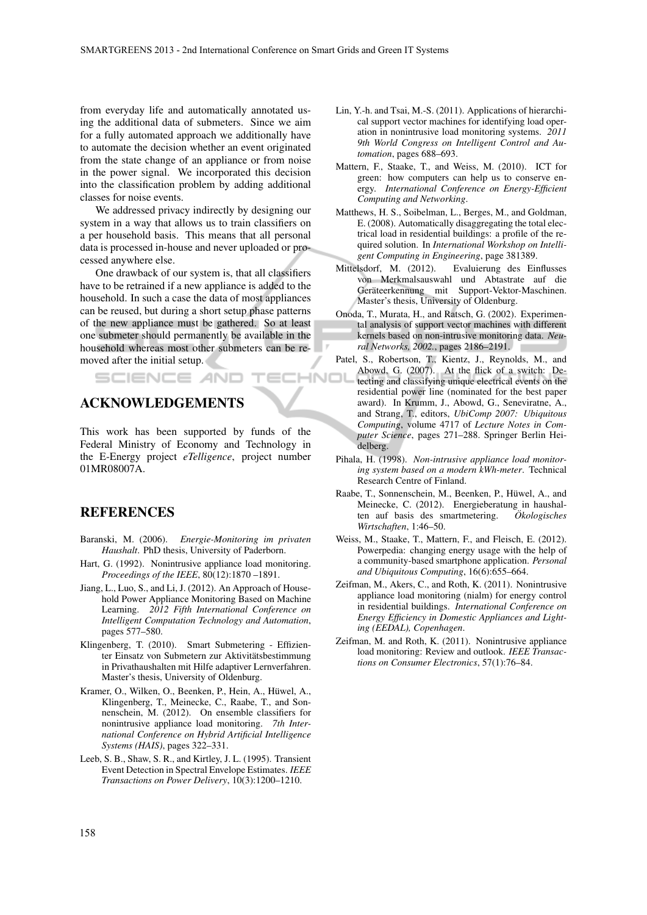from everyday life and automatically annotated using the additional data of submeters. Since we aim for a fully automated approach we additionally have to automate the decision whether an event originated from the state change of an appliance or from noise in the power signal. We incorporated this decision into the classification problem by adding additional classes for noise events.

We addressed privacy indirectly by designing our system in a way that allows us to train classifiers on a per household basis. This means that all personal data is processed in-house and never uploaded or processed anywhere else.

One drawback of our system is, that all classifiers have to be retrained if a new appliance is added to the household. In such a case the data of most appliances can be reused, but during a short setup phase patterns of the new appliance must be gathered. So at least one submeter should permanently be available in the household whereas most other submeters can be removed after the initial setup.

## ACKNOWLEDGEMENTS

This work has been supported by funds of the Federal Ministry of Economy and Technology in the E-Energy project *eTelligence*, project number 01MR08007A.

## REFERENCES

Baranski, M. (2006). *Energie-Monitoring im privaten Haushalt*. PhD thesis, University of Paderborn.

Hart, G. (1992). Nonintrusive appliance load monitoring. *Proceedings of the IEEE*, 80(12):1870 –1891.

Jiang, L., Luo, S., and Li, J. (2012). An Approach of Household Power Appliance Monitoring Based on Machine Learning. *2012 Fifth International Conference on Intelligent Computation Technology and Automation*, pages 577–580.

Klingenberg, T. (2010). Smart Submetering - Effizienter Einsatz von Submetern zur Aktivitätsbestimmung in Privathaushalten mit Hilfe adaptiver Lernverfahren. Master's thesis, University of Oldenburg.

Kramer, O., Wilken, O., Beenken, P., Hein, A., Hüwel, A., Klingenberg, T., Meinecke, C., Raabe, T., and Sonnenschein, M. (2012). On ensemble classifiers for nonintrusive appliance load monitoring. *7th International Conference on Hybrid Artificial Intelligence Systems (HAIS)*, pages 322–331.

Leeb, S. B., Shaw, S. R., and Kirtley, J. L. (1995). Transient Event Detection in Spectral Envelope Estimates. *IEEE Transactions on Power Delivery*, 10(3):1200–1210.

Lin, Y.-h. and Tsai, M.-S. (2011). Applications of hierarchical support vector machines for identifying load operation in nonintrusive load monitoring systems. *2011 9th World Congress on Intelligent Control and Automation*, pages 688–693.

Mattern, F., Staake, T., and Weiss, M. (2010). ICT for green: how computers can help us to conserve energy. *International Conference on Energy-Efficient Computing and Networking*.

Matthews, H. S., Soibelman, L., Berges, M., and Goldman, E. (2008). Automatically disaggregating the total electrical load in residential buildings: a profile of the required solution. In *International Workshop on Intelligent Computing in Engineering*, page 381389.

Mittelsdorf, M. (2012). Evaluierung des Einflusses von Merkmalsauswahl und Abtastrate auf die Geräteerkennung mit Support-Vektor-Maschinen. Master's thesis, University of Oldenburg.

Onoda, T., Murata, H., and Ratsch, G. (2002). Experimental analysis of support vector machines with different kernels based on non-intrusive monitoring data. *Neural Networks, 2002.*, pages 2186–2191.

Patel, S., Robertson, T., Kientz, J., Reynolds, M., and Abowd, G. (2007). At the flick of a switch: Detecting and classifying unique electrical events on the residential power line (nominated for the best paper award). In Krumm, J., Abowd, G., Seneviratne, A., and Strang, T., editors, *UbiComp 2007: Ubiquitous Computing*, volume 4717 of *Lecture Notes in Computer Science*, pages 271–288. Springer Berlin Heidelberg.

Pihala, H. (1998). *Non-intrusive appliance load monitoring system based on a modern kWh-meter*. Technical Research Centre of Finland.

Raabe, T., Sonnenschein, M., Beenken, P., Hüwel, A., and Meinecke, C. (2012). Energieberatung in haushalten auf basis des smartmetering. *Ökologisches Wirtschaften*, 1:46–50.

Weiss, M., Staake, T., Mattern, F., and Fleisch, E. (2012). Powerpedia: changing energy usage with the help of a community-based smartphone application. *Personal and Ubiquitous Computing*, 16(6):655–664.

Zeifman, M., Akers, C., and Roth, K. (2011). Nonintrusive appliance load monitoring (nialm) for energy control in residential buildings. *International Conference on Energy Efficiency in Domestic Appliances and Lighting (EEDAL), Copenhagen*.

Zeifman, M. and Roth, K. (2011). Nonintrusive appliance load monitoring: Review and outlook. *IEEE Transactions on Consumer Electronics*, 57(1):76–84.